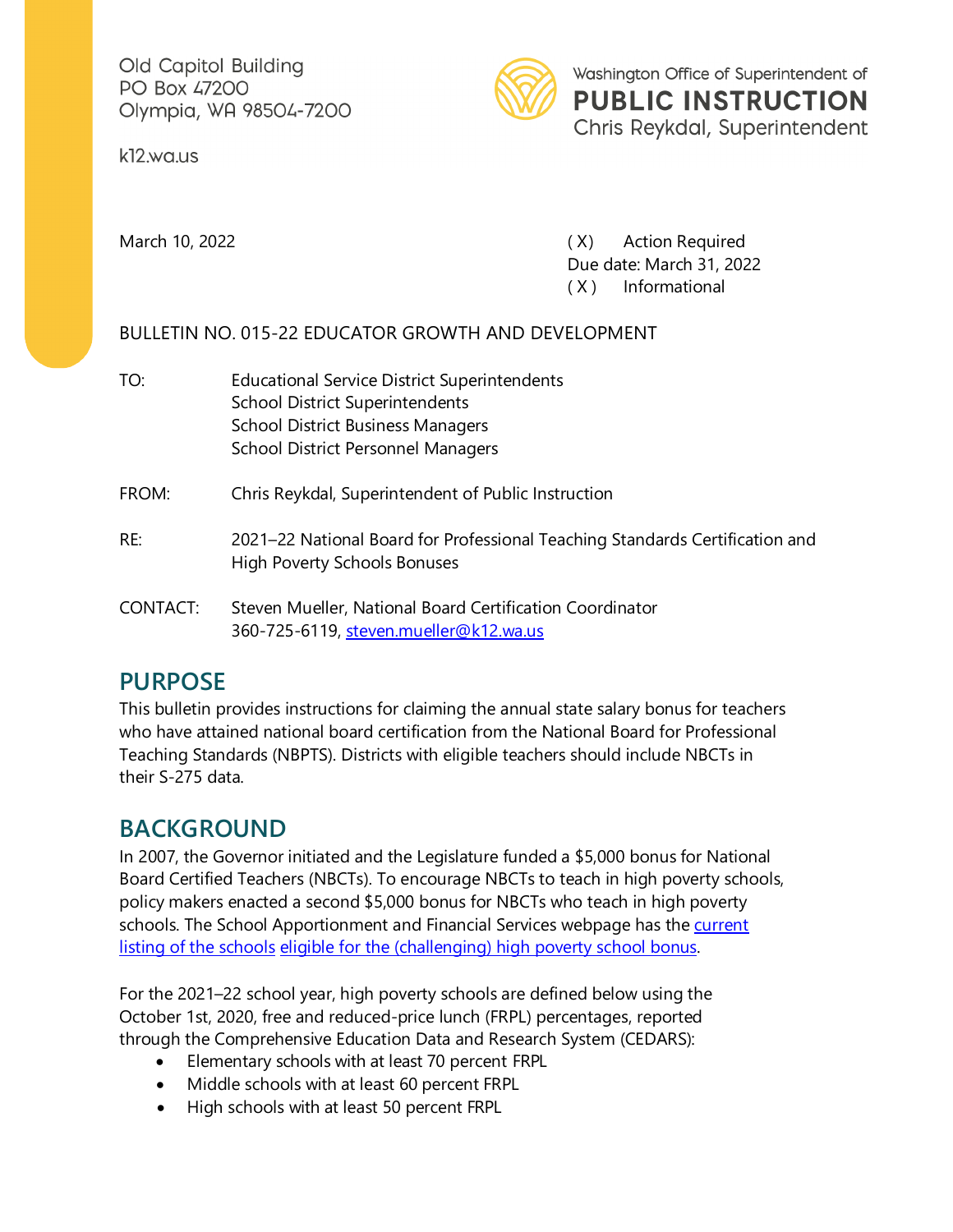Old Capitol Building
PO Box 47200
Olympia, WA 98504-7200

k12.wa.us

Washington Office of Superintendent of
**PUBLIC INSTRUCTION**
Chris Reykdal, Superintendent

March 10, 2022

( X ) Action Required
Due date: March 31, 2022
( X ) Informational

BULLETIN NO. 015-22 EDUCATOR GROWTH AND DEVELOPMENT

TO: Educational Service District Superintendents
School District Superintendents
School District Business Managers
School District Personnel Managers

FROM: Chris Reykdal, Superintendent of Public Instruction

RE: 2021–22 National Board for Professional Teaching Standards Certification and High Poverty Schools Bonuses

CONTACT: Steven Mueller, National Board Certification Coordinator
360-725-6119, steven.mueller@k12.wa.us

## PURPOSE

This bulletin provides instructions for claiming the annual state salary bonus for teachers who have attained national board certification from the National Board for Professional Teaching Standards (NBPTS). Districts with eligible teachers should include NBCTs in their S-275 data.

## BACKGROUND

In 2007, the Governor initiated and the Legislature funded a $5,000 bonus for National Board Certified Teachers (NBCTs). To encourage NBCTs to teach in high poverty schools, policy makers enacted a second $5,000 bonus for NBCTs who teach in high poverty schools. The School Apportionment and Financial Services webpage has the current listing of the schools eligible for the (challenging) high poverty school bonus.

For the 2021–22 school year, high poverty schools are defined below using the October 1st, 2020, free and reduced-price lunch (FRPL) percentages, reported through the Comprehensive Education Data and Research System (CEDARS):

- Elementary schools with at least 70 percent FRPL
- Middle schools with at least 60 percent FRPL
- High schools with at least 50 percent FRPL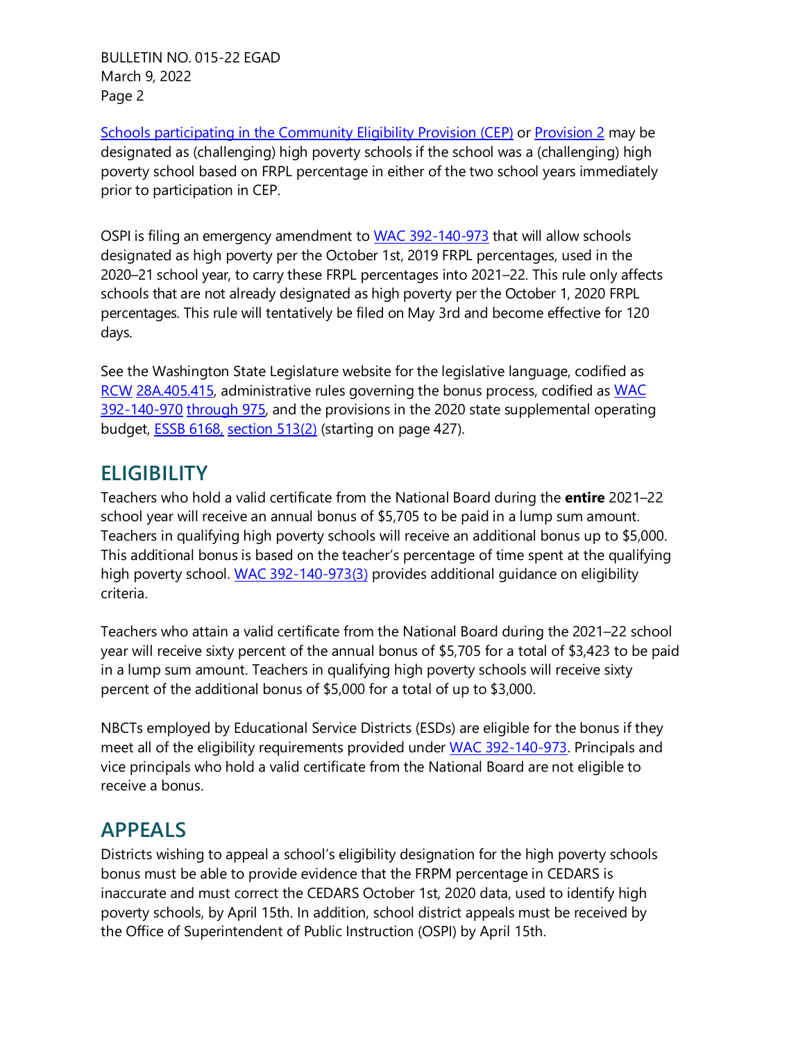Schools participating in the Community Eligibility Provision (CEP) or Provision 2 may be designated as (challenging) high poverty schools if the school was a (challenging) high poverty school based on FRPL percentage in either of the two school years immediately prior to participation in CEP.

OSPI is filing an emergency amendment to WAC 392-140-973 that will allow schools designated as high poverty per the October 1st, 2019 FRPL percentages, used in the 2020–21 school year, to carry these FRPL percentages into 2021–22. This rule only affects schools that are not already designated as high poverty per the October 1, 2020 FRPL percentages. This rule will tentatively be filed on May 3rd and become effective for 120 days.

See the Washington State Legislature website for the legislative language, codified as RCW 28A.405.415, administrative rules governing the bonus process, codified as WAC 392-140-970 through 975, and the provisions in the 2020 state supplemental operating budget, ESSB 6168, section 513(2) (starting on page 427).

## ELIGIBILITY

Teachers who hold a valid certificate from the National Board during the **entire** 2021–22 school year will receive an annual bonus of $5,705 to be paid in a lump sum amount. Teachers in qualifying high poverty schools will receive an additional bonus up to $5,000. This additional bonus is based on the teacher's percentage of time spent at the qualifying high poverty school. WAC 392-140-973(3) provides additional guidance on eligibility criteria.

Teachers who attain a valid certificate from the National Board during the 2021–22 school year will receive sixty percent of the annual bonus of $5,705 for a total of $3,423 to be paid in a lump sum amount. Teachers in qualifying high poverty schools will receive sixty percent of the additional bonus of $5,000 for a total of up to $3,000.

NBCTs employed by Educational Service Districts (ESDs) are eligible for the bonus if they meet all of the eligibility requirements provided under WAC 392-140-973. Principals and vice principals who hold a valid certificate from the National Board are not eligible to receive a bonus.

## APPEALS

Districts wishing to appeal a school's eligibility designation for the high poverty schools bonus must be able to provide evidence that the FRPM percentage in CEDARS is inaccurate and must correct the CEDARS October 1st, 2020 data, used to identify high poverty schools, by April 15th. In addition, school district appeals must be received by the Office of Superintendent of Public Instruction (OSPI) by April 15th.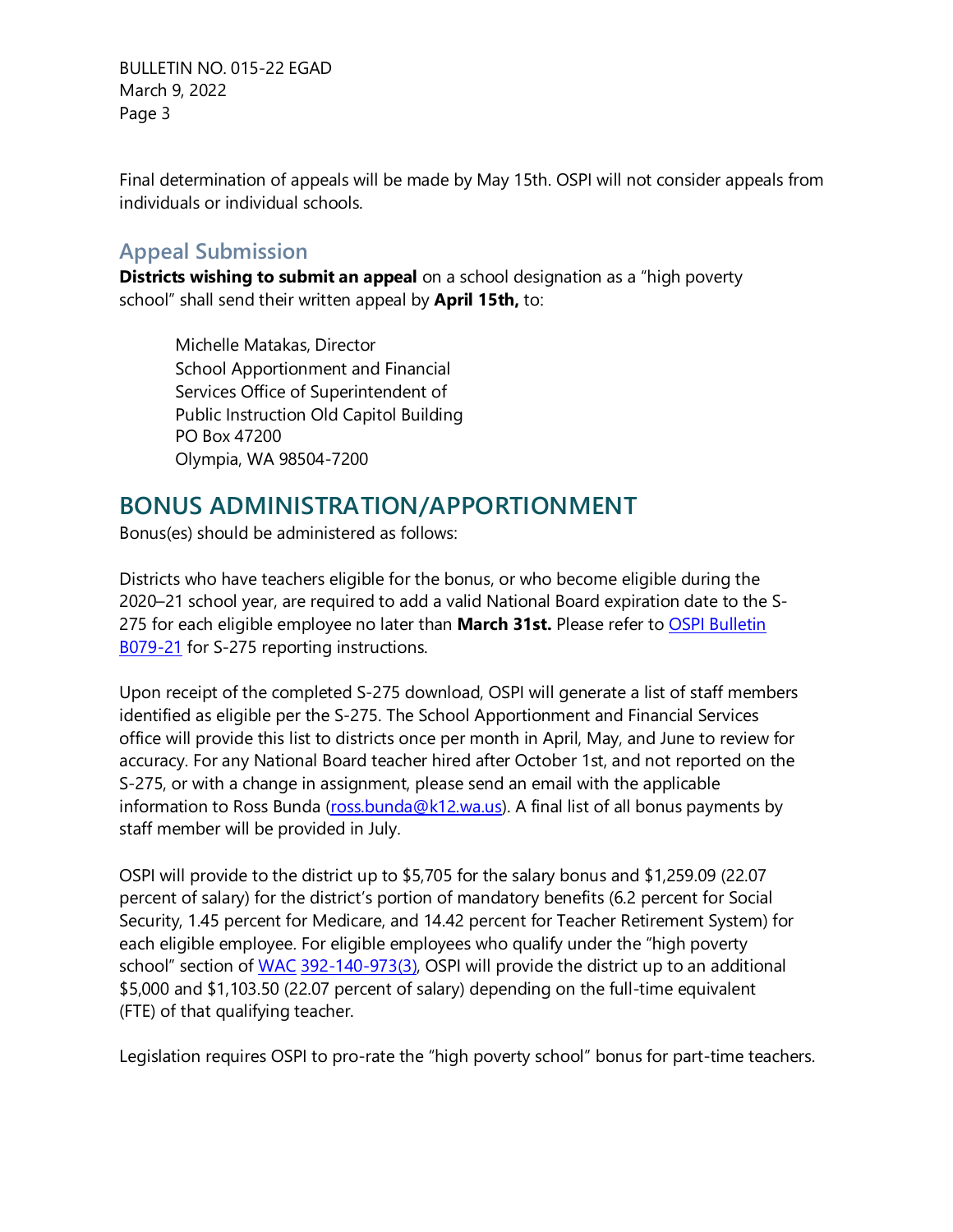Final determination of appeals will be made by May 15th. OSPI will not consider appeals from individuals or individual schools.

### Appeal Submission

**Districts wishing to submit an appeal** on a school designation as a "high poverty school" shall send their written appeal by **April 15th,** to:

> Michelle Matakas, Director
> School Apportionment and Financial
> Services Office of Superintendent of
> Public Instruction Old Capitol Building
> PO Box 47200
> Olympia, WA 98504-7200

## BONUS ADMINISTRATION/APPORTIONMENT

Bonus(es) should be administered as follows:

Districts who have teachers eligible for the bonus, or who become eligible during the 2020–21 school year, are required to add a valid National Board expiration date to the S-275 for each eligible employee no later than **March 31st.** Please refer to OSPI Bulletin B079-21 for S-275 reporting instructions.

Upon receipt of the completed S-275 download, OSPI will generate a list of staff members identified as eligible per the S-275. The School Apportionment and Financial Services office will provide this list to districts once per month in April, May, and June to review for accuracy. For any National Board teacher hired after October 1st, and not reported on the S-275, or with a change in assignment, please send an email with the applicable information to Ross Bunda (ross.bunda@k12.wa.us). A final list of all bonus payments by staff member will be provided in July.

OSPI will provide to the district up to $5,705 for the salary bonus and $1,259.09 (22.07 percent of salary) for the district's portion of mandatory benefits (6.2 percent for Social Security, 1.45 percent for Medicare, and 14.42 percent for Teacher Retirement System) for each eligible employee. For eligible employees who qualify under the "high poverty school" section of WAC 392-140-973(3), OSPI will provide the district up to an additional $5,000 and $1,103.50 (22.07 percent of salary) depending on the full-time equivalent (FTE) of that qualifying teacher.

Legislation requires OSPI to pro-rate the "high poverty school" bonus for part-time teachers.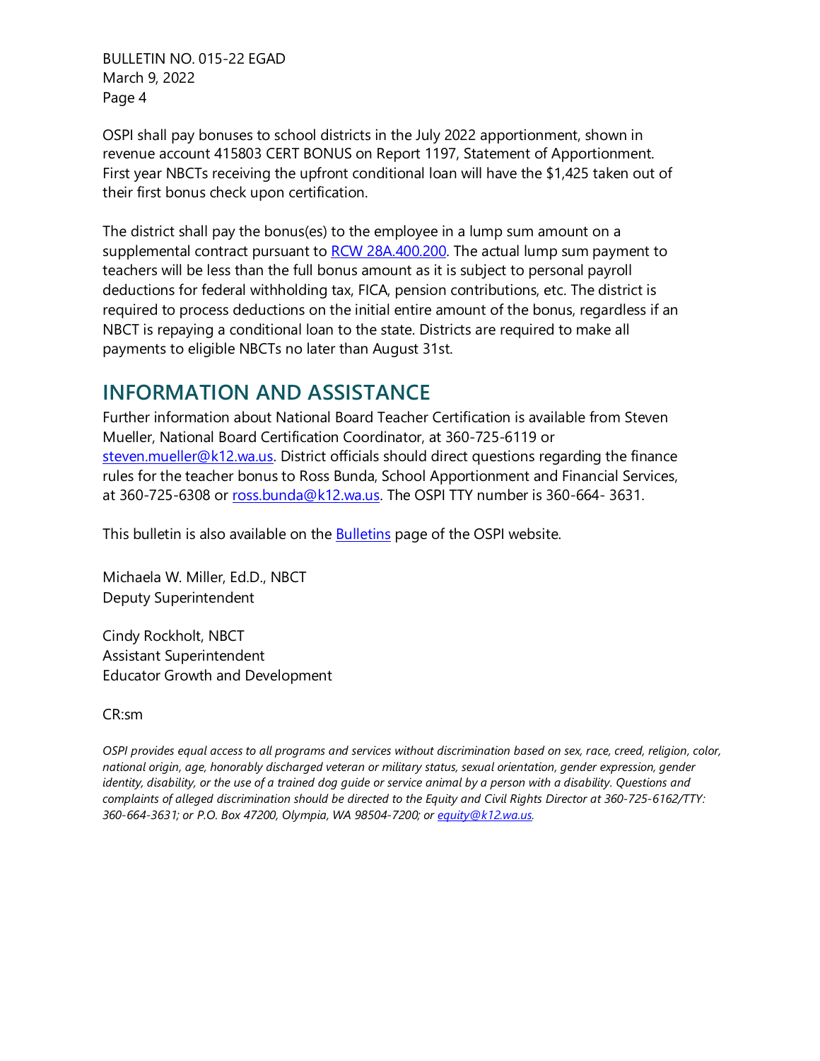OSPI shall pay bonuses to school districts in the July 2022 apportionment, shown in revenue account 415803 CERT BONUS on Report 1197, Statement of Apportionment. First year NBCTs receiving the upfront conditional loan will have the $1,425 taken out of their first bonus check upon certification.

The district shall pay the bonus(es) to the employee in a lump sum amount on a supplemental contract pursuant to [RCW 28A.400.200](). The actual lump sum payment to teachers will be less than the full bonus amount as it is subject to personal payroll deductions for federal withholding tax, FICA, pension contributions, etc. The district is required to process deductions on the initial entire amount of the bonus, regardless if an NBCT is repaying a conditional loan to the state. Districts are required to make all payments to eligible NBCTs no later than August 31st.

## INFORMATION AND ASSISTANCE

Further information about National Board Teacher Certification is available from Steven Mueller, National Board Certification Coordinator, at 360-725-6119 or steven.mueller@k12.wa.us. District officials should direct questions regarding the finance rules for the teacher bonus to Ross Bunda, School Apportionment and Financial Services, at 360-725-6308 or ross.bunda@k12.wa.us. The OSPI TTY number is 360-664- 3631.

This bulletin is also available on the [Bulletins]() page of the OSPI website.

Michaela W. Miller, Ed.D., NBCT
Deputy Superintendent

Cindy Rockholt, NBCT
Assistant Superintendent
Educator Growth and Development

CR:sm

*OSPI provides equal access to all programs and services without discrimination based on sex, race, creed, religion, color, national origin, age, honorably discharged veteran or military status, sexual orientation, gender expression, gender identity, disability, or the use of a trained dog guide or service animal by a person with a disability. Questions and complaints of alleged discrimination should be directed to the Equity and Civil Rights Director at 360-725-6162/TTY: 360-664-3631; or P.O. Box 47200, Olympia, WA 98504-7200; or equity@k12.wa.us.*